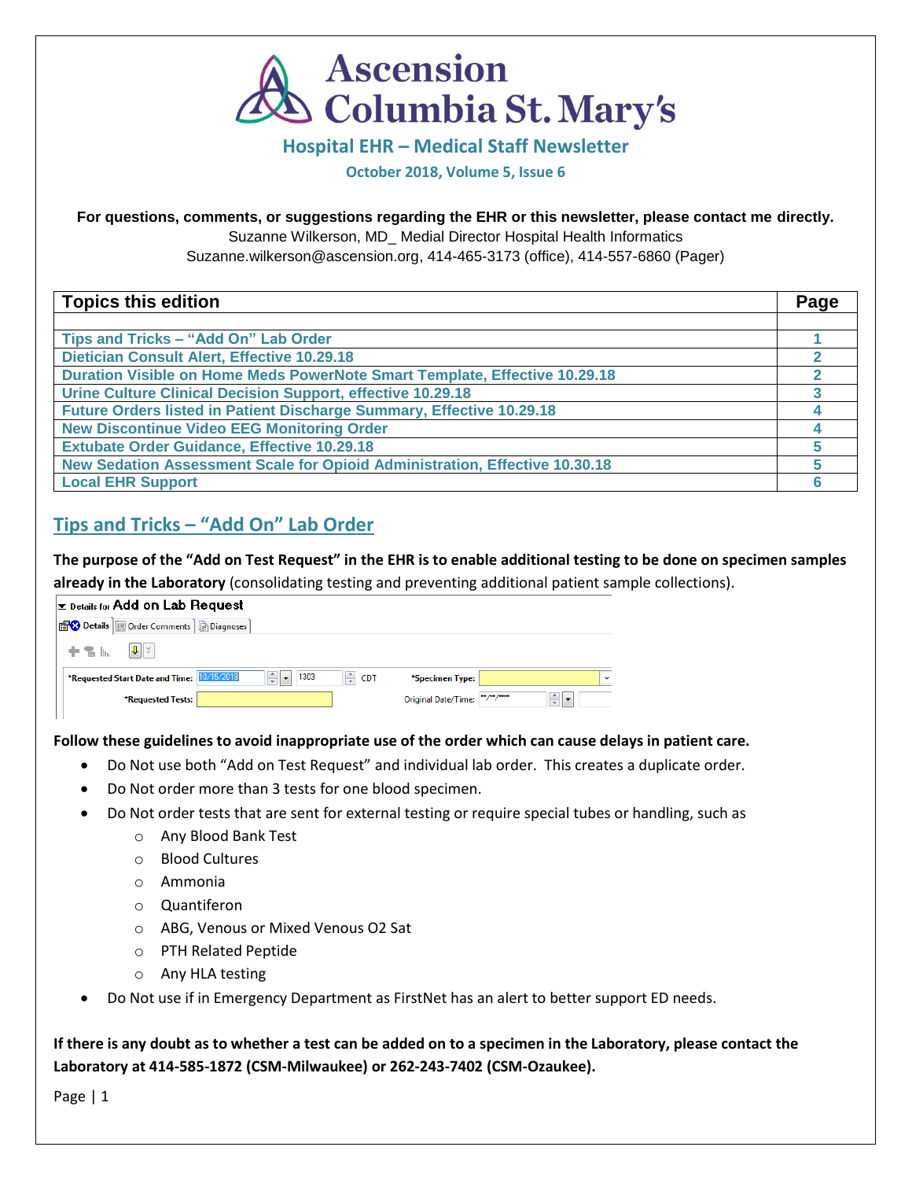# Ascension Columbia St. Mary's

## Hospital EHR – Medical Staff Newsletter

**October 2018, Volume 5, Issue 6**

**For questions, comments, or suggestions regarding the EHR or this newsletter, please contact me directly.**
Suzanne Wilkerson, MD_ Medial Director Hospital Health Informatics
Suzanne.wilkerson@ascension.org, 414-465-3173 (office), 414-557-6860 (Pager)

| Topics this edition | Page |
|---|---|
| | |
| Tips and Tricks – "Add On" Lab Order | 1 |
| Dietician Consult Alert, Effective 10.29.18 | 2 |
| Duration Visible on Home Meds PowerNote Smart Template, Effective 10.29.18 | 2 |
| Urine Culture Clinical Decision Support, effective 10.29.18 | 3 |
| Future Orders listed in Patient Discharge Summary, Effective 10.29.18 | 4 |
| New Discontinue Video EEG Monitoring Order | 4 |
| Extubate Order Guidance, Effective 10.29.18 | 5 |
| New Sedation Assessment Scale for Opioid Administration, Effective 10.30.18 | 5 |
| Local EHR Support | 6 |

## Tips and Tricks – "Add On" Lab Order

**The purpose of the "Add on Test Request" in the EHR is to enable additional testing to be done on specimen samples already in the Laboratory** (consolidating testing and preventing additional patient sample collections).

Details for Add on Lab Request

Details | Order Comments | Diagnoses

*Requested Start Date and Time: 10/15/2018 1303 CDT | *Specimen Type:
*Requested Tests: | Original Date/Time: \*\*/\*\*/\*\*\*\*

**Follow these guidelines to avoid inappropriate use of the order which can cause delays in patient care.**

- Do Not use both "Add on Test Request" and individual lab order. This creates a duplicate order.
- Do Not order more than 3 tests for one blood specimen.
- Do Not order tests that are sent for external testing or require special tubes or handling, such as
  - Any Blood Bank Test
  - Blood Cultures
  - Ammonia
  - Quantiferon
  - ABG, Venous or Mixed Venous O2 Sat
  - PTH Related Peptide
  - Any HLA testing
- Do Not use if in Emergency Department as FirstNet has an alert to better support ED needs.

**If there is any doubt as to whether a test can be added on to a specimen in the Laboratory, please contact the Laboratory at 414-585-1872 (CSM-Milwaukee) or 262-243-7402 (CSM-Ozaukee).**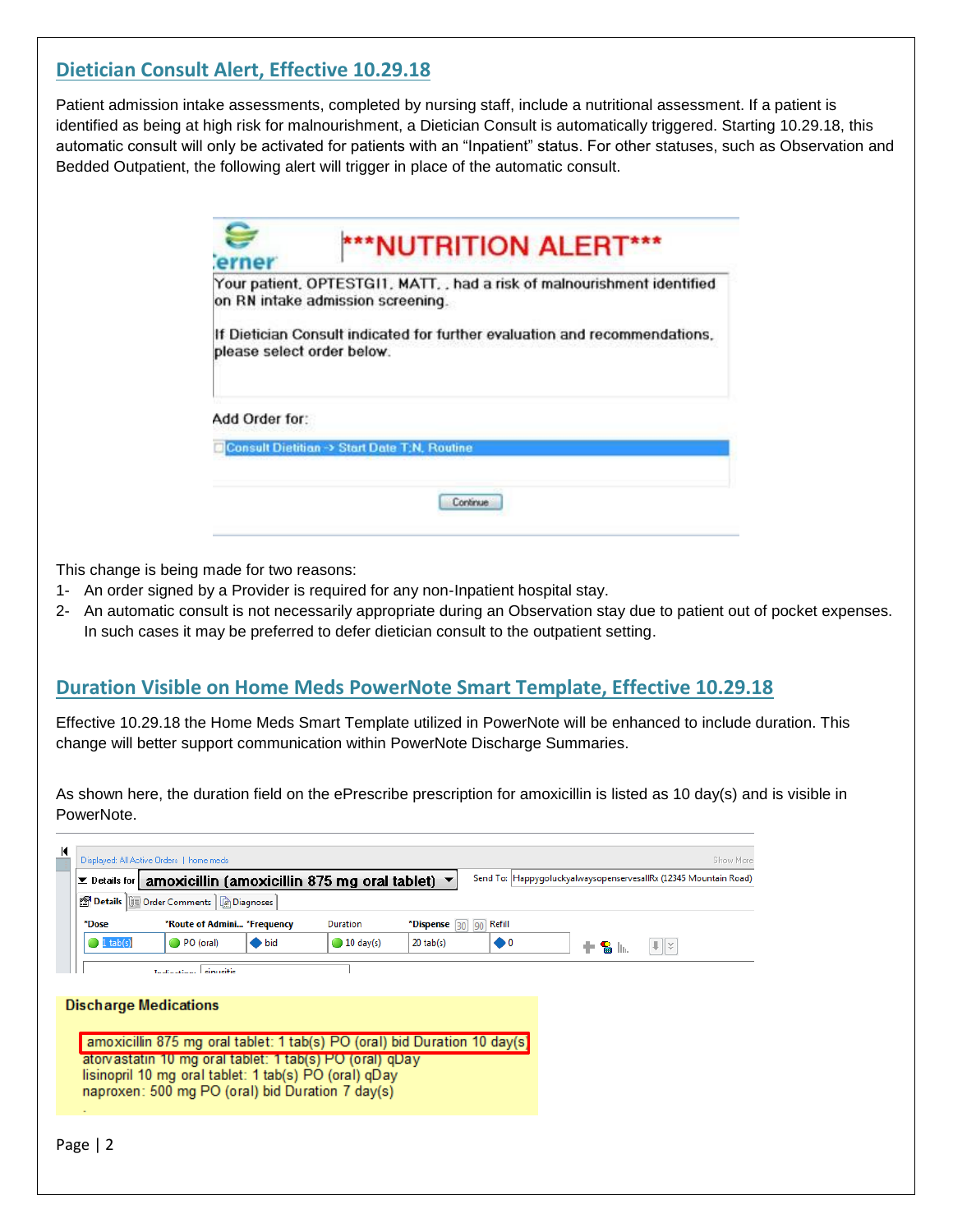## Dietician Consult Alert, Effective 10.29.18

Patient admission intake assessments, completed by nursing staff, include a nutritional assessment. If a patient is identified as being at high risk for malnourishment, a Dietician Consult is automatically triggered. Starting 10.29.18, this automatic consult will only be activated for patients with an "Inpatient" status. For other statuses, such as Observation and Bedded Outpatient, the following alert will trigger in place of the automatic consult.

***NUTRITION ALERT***

Your patient, OPTESTGI1, MATT, , had a risk of malnourishment identified on RN intake admission screening.

If Dietician Consult indicated for further evaluation and recommendations, please select order below.

Add Order for:

Consult Dietitian -> Start Date T;N, Routine

Continue

This change is being made for two reasons:

1- An order signed by a Provider is required for any non-Inpatient hospital stay.
2- An automatic consult is not necessarily appropriate during an Observation stay due to patient out of pocket expenses. In such cases it may be preferred to defer dietician consult to the outpatient setting.

## Duration Visible on Home Meds PowerNote Smart Template, Effective 10.29.18

Effective 10.29.18 the Home Meds Smart Template utilized in PowerNote will be enhanced to include duration. This change will better support communication within PowerNote Discharge Summaries.

As shown here, the duration field on the ePrescribe prescription for amoxicillin is listed as 10 day(s) and is visible in PowerNote.

Details for amoxicillin (amoxicillin 875 mg oral tablet) — Send To: HappygoluckyalwaysopenservesallRx (12345 Mountain Road)

| *Dose | *Route of Admini... | *Frequency | Duration | *Dispense | Refill |
|---|---|---|---|---|---|
| 1 tab(s) | PO (oral) | bid | 10 day(s) | 20 tab(s) | 0 |

Indication: sinusitis

**Discharge Medications**

amoxicillin 875 mg oral tablet: 1 tab(s) PO (oral) bid Duration 10 day(s)
atorvastatin 10 mg oral tablet: 1 tab(s) PO (oral) qDay
lisinopril 10 mg oral tablet: 1 tab(s) PO (oral) qDay
naproxen: 500 mg PO (oral) bid Duration 7 day(s)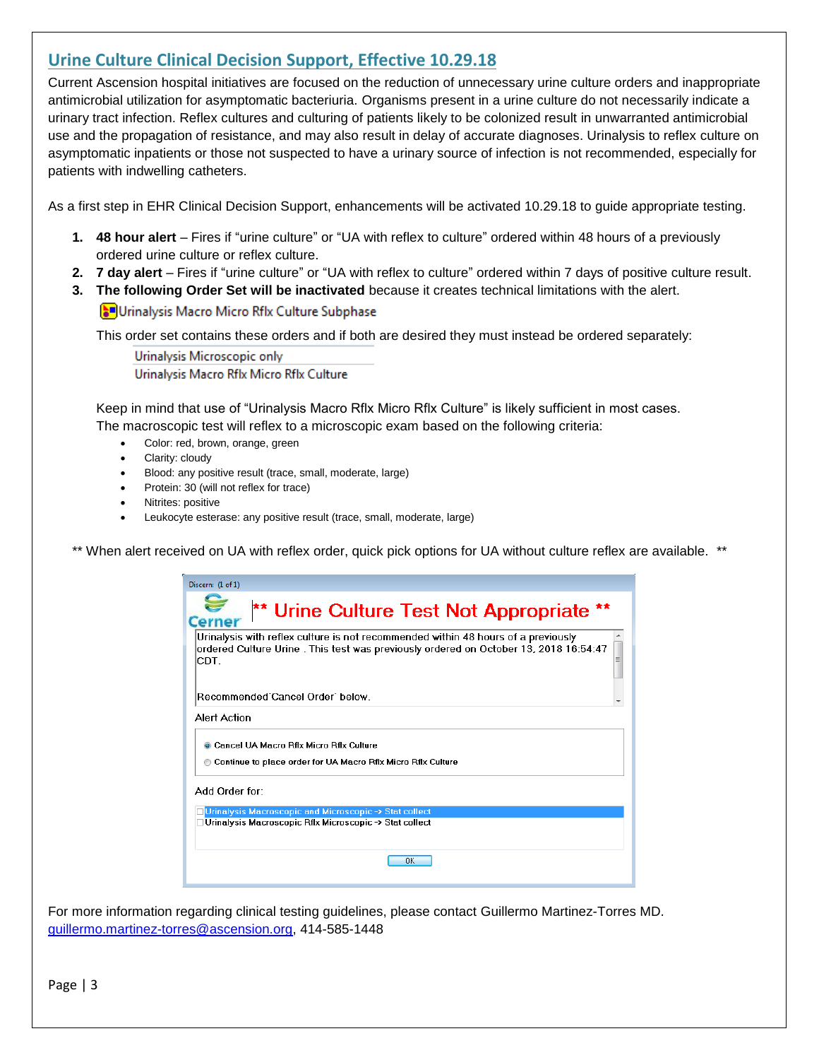## Urine Culture Clinical Decision Support, Effective 10.29.18

Current Ascension hospital initiatives are focused on the reduction of unnecessary urine culture orders and inappropriate antimicrobial utilization for asymptomatic bacteriuria. Organisms present in a urine culture do not necessarily indicate a urinary tract infection. Reflex cultures and culturing of patients likely to be colonized result in unwarranted antimicrobial use and the propagation of resistance, and may also result in delay of accurate diagnoses. Urinalysis to reflex culture on asymptomatic inpatients or those not suspected to have a urinary source of infection is not recommended, especially for patients with indwelling catheters.

As a first step in EHR Clinical Decision Support, enhancements will be activated 10.29.18 to guide appropriate testing.

1. **48 hour alert** – Fires if "urine culture" or "UA with reflex to culture" ordered within 48 hours of a previously ordered urine culture or reflex culture.
2. **7 day alert** – Fires if "urine culture" or "UA with reflex to culture" ordered within 7 days of positive culture result.
3. **The following Order Set will be inactivated** because it creates technical limitations with the alert.

   Urinalysis Macro Micro Rflx Culture Subphase

   This order set contains these orders and if both are desired they must instead be ordered separately:

   Urinalysis Microscopic only
   Urinalysis Macro Rflx Micro Rflx Culture

   Keep in mind that use of "Urinalysis Macro Rflx Micro Rflx Culture" is likely sufficient in most cases. The macroscopic test will reflex to a microscopic exam based on the following criteria:

   - Color: red, brown, orange, green
   - Clarity: cloudy
   - Blood: any positive result (trace, small, moderate, large)
   - Protein: 30 (will not reflex for trace)
   - Nitrites: positive
   - Leukocyte esterase: any positive result (trace, small, moderate, large)

** When alert received on UA with reflex order, quick pick options for UA without culture reflex are available. **

Discern: (1 of 1)

Cerner

**\*\* Urine Culture Test Not Appropriate \*\***

Urinalysis with reflex culture is not recommended within 48 hours of a previously ordered Culture Urine . This test was previously ordered on October 13, 2018 16:54:47 CDT.

Recommended 'Cancel Order' below.

Alert Action

- (●) Cancel UA Macro Rflx Micro Rflx Culture
- ( ) Continue to place order for UA Macro Rflx Micro Rflx Culture

Add Order for:

- [ ] Urinalysis Macroscopic and Microscopic -> Stat collect
- [ ] Urinalysis Macroscopic Rflx Microscopic -> Stat collect

OK

For more information regarding clinical testing guidelines, please contact Guillermo Martinez-Torres MD. guillermo.martinez-torres@ascension.org, 414-585-1448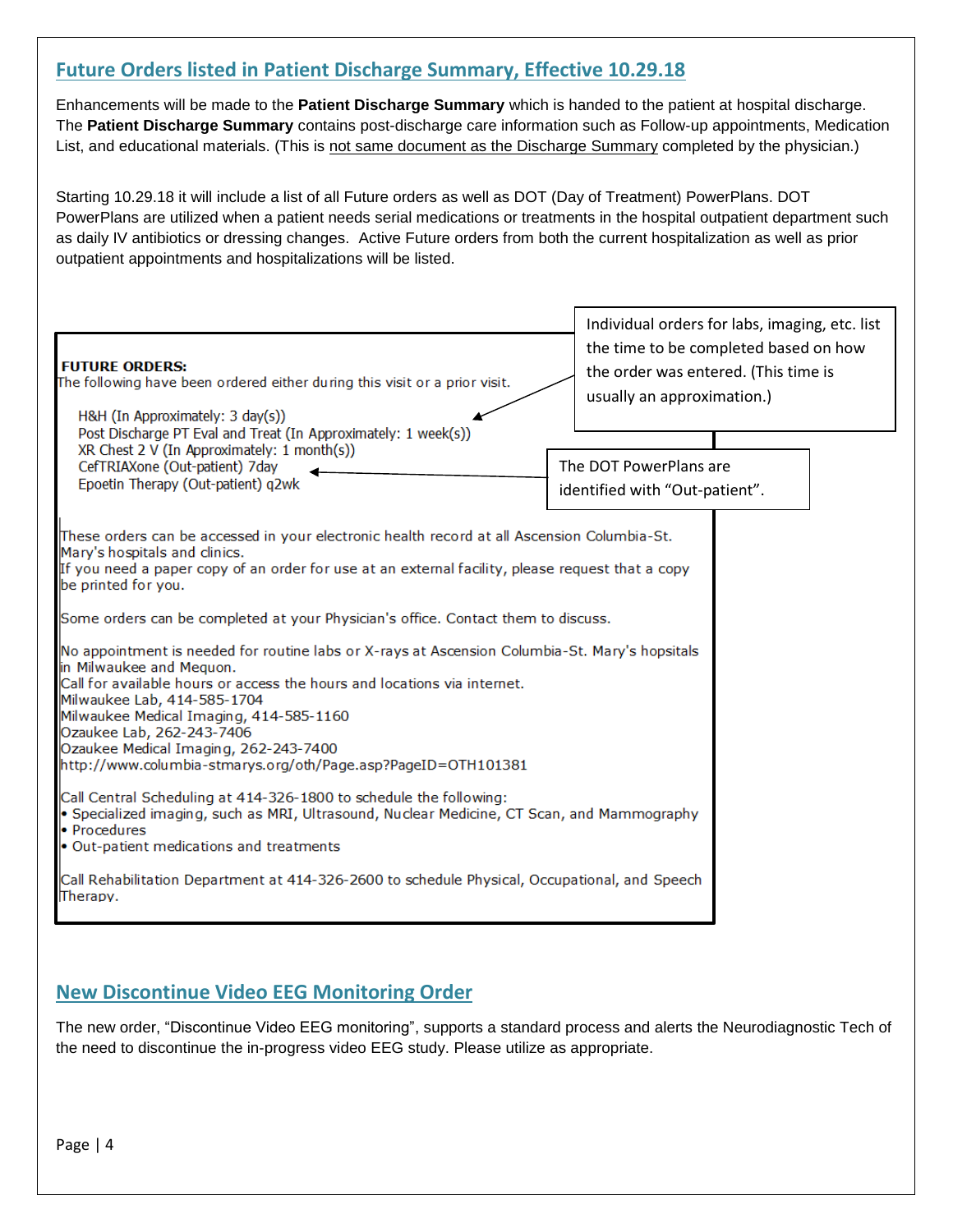## Future Orders listed in Patient Discharge Summary, Effective 10.29.18

Enhancements will be made to the **Patient Discharge Summary** which is handed to the patient at hospital discharge. The **Patient Discharge Summary** contains post-discharge care information such as Follow-up appointments, Medication List, and educational materials. (This is not same document as the Discharge Summary completed by the physician.)

Starting 10.29.18 it will include a list of all Future orders as well as DOT (Day of Treatment) PowerPlans. DOT PowerPlans are utilized when a patient needs serial medications or treatments in the hospital outpatient department such as daily IV antibiotics or dressing changes. Active Future orders from both the current hospitalization as well as prior outpatient appointments and hospitalizations will be listed.

> Individual orders for labs, imaging, etc. list the time to be completed based on how the order was entered. (This time is usually an approximation.)

> The DOT PowerPlans are identified with "Out-patient".

**FUTURE ORDERS:**
The following have been ordered either during this visit or a prior visit.

H&H (In Approximately: 3 day(s))
Post Discharge PT Eval and Treat (In Approximately: 1 week(s))
XR Chest 2 V (In Approximately: 1 month(s))
CefTRIAXone (Out-patient) 7day
Epoetin Therapy (Out-patient) q2wk

These orders can be accessed in your electronic health record at all Ascension Columbia-St. Mary's hospitals and clinics.
If you need a paper copy of an order for use at an external facility, please request that a copy be printed for you.

Some orders can be completed at your Physician's office. Contact them to discuss.

No appointment is needed for routine labs or X-rays at Ascension Columbia-St. Mary's hopsitals in Milwaukee and Mequon.
Call for available hours or access the hours and locations via internet.
Milwaukee Lab, 414-585-1704
Milwaukee Medical Imaging, 414-585-1160
Ozaukee Lab, 262-243-7406
Ozaukee Medical Imaging, 262-243-7400
http://www.columbia-stmarys.org/oth/Page.asp?PageID=OTH101381

Call Central Scheduling at 414-326-1800 to schedule the following:
- Specialized imaging, such as MRI, Ultrasound, Nuclear Medicine, CT Scan, and Mammography
- Procedures
- Out-patient medications and treatments

Call Rehabilitation Department at 414-326-2600 to schedule Physical, Occupational, and Speech Therapy.

## New Discontinue Video EEG Monitoring Order

The new order, "Discontinue Video EEG monitoring", supports a standard process and alerts the Neurodiagnostic Tech of the need to discontinue the in-progress video EEG study. Please utilize as appropriate.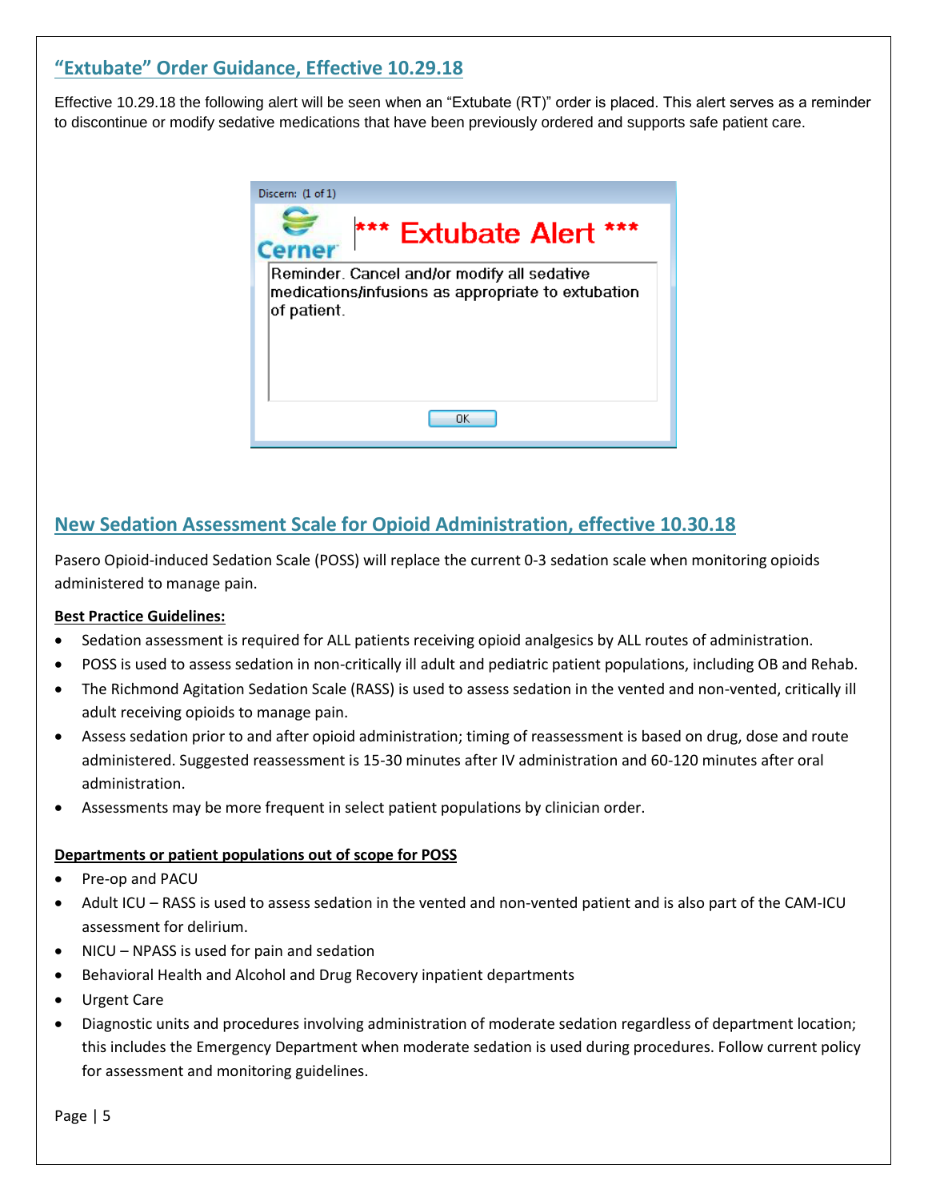## "Extubate" Order Guidance, Effective 10.29.18

Effective 10.29.18 the following alert will be seen when an "Extubate (RT)" order is placed. This alert serves as a reminder to discontinue or modify sedative medications that have been previously ordered and supports safe patient care.

Discern: (1 of 1)

Cerner

**\*\*\* Extubate Alert \*\*\***

Reminder. Cancel and/or modify all sedative medications/infusions as appropriate to extubation of patient.

OK

## New Sedation Assessment Scale for Opioid Administration, effective 10.30.18

Pasero Opioid-induced Sedation Scale (POSS) will replace the current 0-3 sedation scale when monitoring opioids administered to manage pain.

**Best Practice Guidelines:**

- Sedation assessment is required for ALL patients receiving opioid analgesics by ALL routes of administration.
- POSS is used to assess sedation in non-critically ill adult and pediatric patient populations, including OB and Rehab.
- The Richmond Agitation Sedation Scale (RASS) is used to assess sedation in the vented and non-vented, critically ill adult receiving opioids to manage pain.
- Assess sedation prior to and after opioid administration; timing of reassessment is based on drug, dose and route administered. Suggested reassessment is 15-30 minutes after IV administration and 60-120 minutes after oral administration.
- Assessments may be more frequent in select patient populations by clinician order.

**Departments or patient populations out of scope for POSS**

- Pre-op and PACU
- Adult ICU – RASS is used to assess sedation in the vented and non-vented patient and is also part of the CAM-ICU assessment for delirium.
- NICU – NPASS is used for pain and sedation
- Behavioral Health and Alcohol and Drug Recovery inpatient departments
- Urgent Care
- Diagnostic units and procedures involving administration of moderate sedation regardless of department location; this includes the Emergency Department when moderate sedation is used during procedures. Follow current policy for assessment and monitoring guidelines.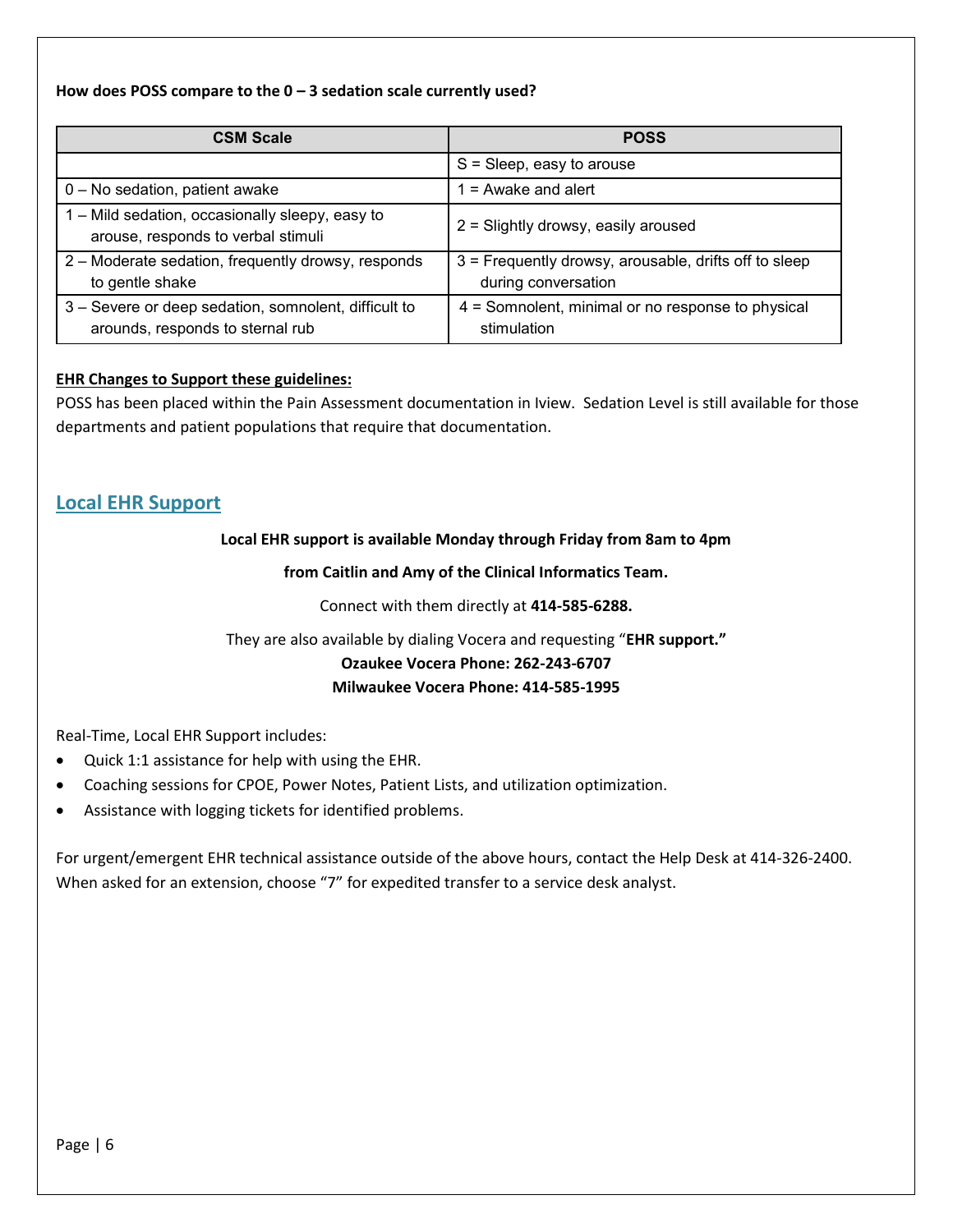**How does POSS compare to the 0 – 3 sedation scale currently used?**

| CSM Scale | POSS |
| --- | --- |
| | S = Sleep, easy to arouse |
| 0 – No sedation, patient awake | 1 = Awake and alert |
| 1 – Mild sedation, occasionally sleepy, easy to arouse, responds to verbal stimuli | 2 = Slightly drowsy, easily aroused |
| 2 – Moderate sedation, frequently drowsy, responds to gentle shake | 3 = Frequently drowsy, arousable, drifts off to sleep during conversation |
| 3 – Severe or deep sedation, somnolent, difficult to arounds, responds to sternal rub | 4 = Somnolent, minimal or no response to physical stimulation |

**EHR Changes to Support these guidelines:**

POSS has been placed within the Pain Assessment documentation in Iview. Sedation Level is still available for those departments and patient populations that require that documentation.

## Local EHR Support

**Local EHR support is available Monday through Friday from 8am to 4pm**

**from Caitlin and Amy of the Clinical Informatics Team.**

Connect with them directly at **414-585-6288.**

They are also available by dialing Vocera and requesting "**EHR support.**"

**Ozaukee Vocera Phone: 262-243-6707**

**Milwaukee Vocera Phone: 414-585-1995**

Real-Time, Local EHR Support includes:

- Quick 1:1 assistance for help with using the EHR.
- Coaching sessions for CPOE, Power Notes, Patient Lists, and utilization optimization.
- Assistance with logging tickets for identified problems.

For urgent/emergent EHR technical assistance outside of the above hours, contact the Help Desk at 414-326-2400. When asked for an extension, choose "7" for expedited transfer to a service desk analyst.